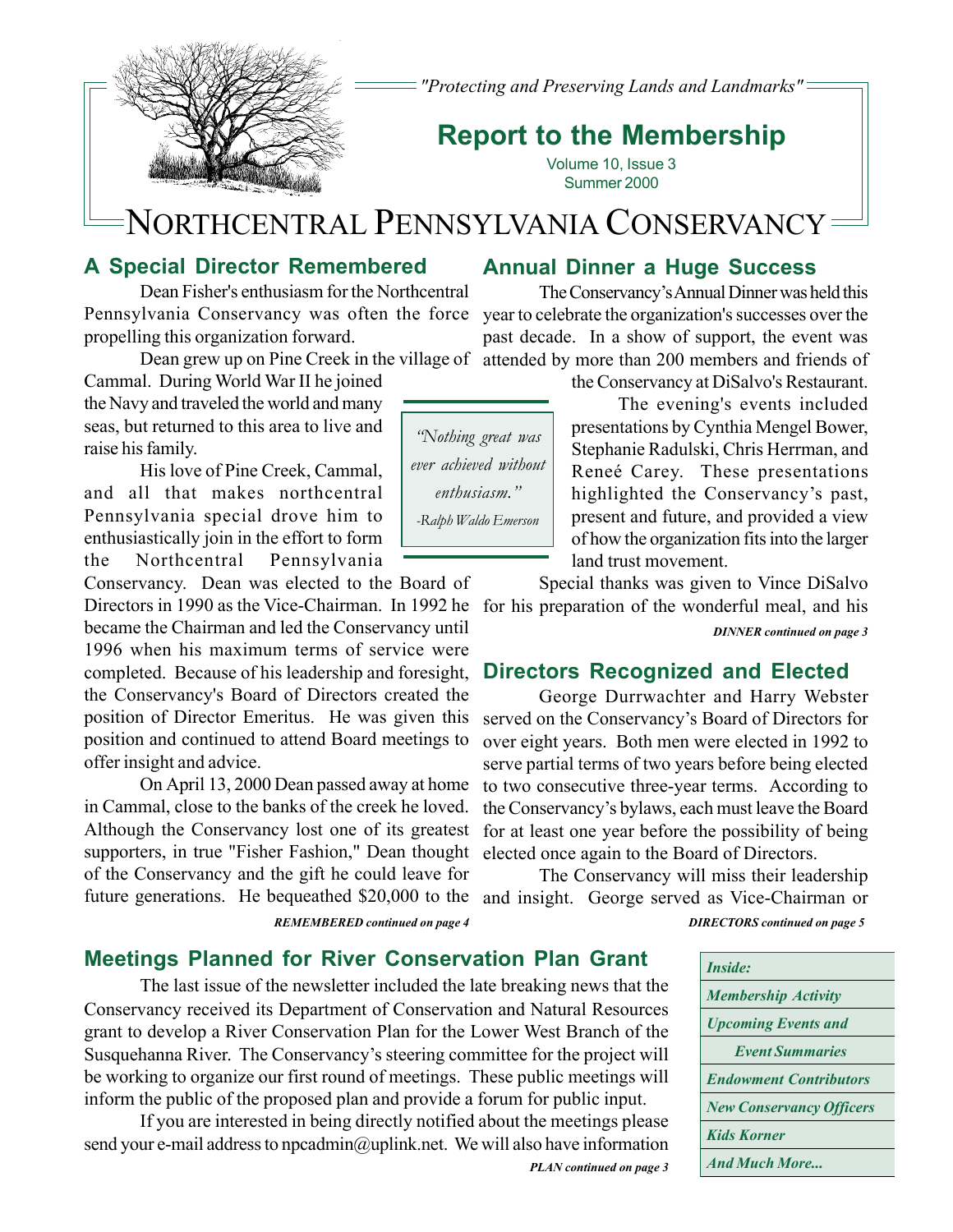*"Protecting and Preserving Lands and Landmarks"*

# Report to the Membership

Volume 10, Issue 3
Summer 2000

# NORTHCENTRAL PENNSYLVANIA CONSERVANCY

## A Special Director Remembered

Dean Fisher's enthusiasm for the Northcentral Pennsylvania Conservancy was often the force propelling this organization forward.

Dean grew up on Pine Creek in the village of Cammal. During World War II he joined the Navy and traveled the world and many seas, but returned to this area to live and raise his family.

His love of Pine Creek, Cammal, and all that makes northcentral Pennsylvania special drove him to enthusiastically join in the effort to form the Northcentral Pennsylvania Conservancy. Dean was elected to the Board of Directors in 1990 as the Vice-Chairman. In 1992 he became the Chairman and led the Conservancy until 1996 when his maximum terms of service were completed. Because of his leadership and foresight, the Conservancy's Board of Directors created the position of Director Emeritus. He was given this position and continued to attend Board meetings to offer insight and advice.

On April 13, 2000 Dean passed away at home in Cammal, close to the banks of the creek he loved. Although the Conservancy lost one of its greatest supporters, in true "Fisher Fashion," Dean thought of the Conservancy and the gift he could leave for future generations. He bequeathed $20,000 to the

*REMEMBERED continued on page 4*

> *"Nothing great was ever achieved without enthusiasm."*
> *-Ralph Waldo Emerson*

## Annual Dinner a Huge Success

The Conservancy's Annual Dinner was held this year to celebrate the organization's successes over the past decade. In a show of support, the event was attended by more than 200 members and friends of the Conservancy at DiSalvo's Restaurant.

The evening's events included presentations by Cynthia Mengel Bower, Stephanie Radulski, Chris Herrman, and Reneé Carey. These presentations highlighted the Conservancy's past, present and future, and provided a view of how the organization fits into the larger land trust movement.

Special thanks was given to Vince DiSalvo for his preparation of the wonderful meal, and his

*DINNER continued on page 3*

## Directors Recognized and Elected

George Durrwachter and Harry Webster served on the Conservancy's Board of Directors for over eight years. Both men were elected in 1992 to serve partial terms of two years before being elected to two consecutive three-year terms. According to the Conservancy's bylaws, each must leave the Board for at least one year before the possibility of being elected once again to the Board of Directors.

The Conservancy will miss their leadership and insight. George served as Vice-Chairman or

*DIRECTORS continued on page 5*

## Meetings Planned for River Conservation Plan Grant

The last issue of the newsletter included the late breaking news that the Conservancy received its Department of Conservation and Natural Resources grant to develop a River Conservation Plan for the Lower West Branch of the Susquehanna River. The Conservancy's steering committee for the project will be working to organize our first round of meetings. These public meetings will inform the public of the proposed plan and provide a forum for public input.

If you are interested in being directly notified about the meetings please send your e-mail address to npcadmin@uplink.net. We will also have information

*PLAN continued on page 3*

| *Inside:* |
|---|
| *Membership Activity* |
| *Upcoming Events and Event Summaries* |
| *Endowment Contributors* |
| *New Conservancy Officers* |
| *Kids Korner* |
| *And Much More...* |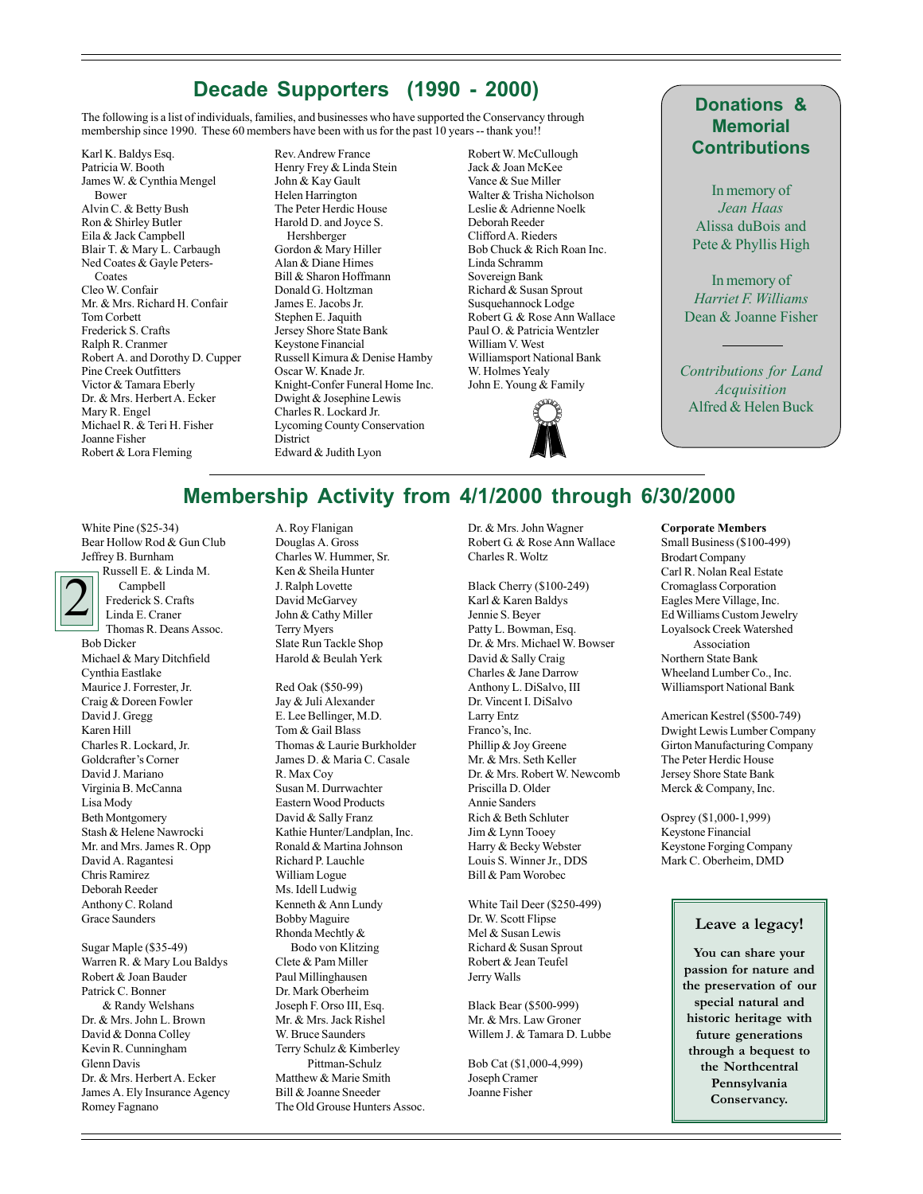## Decade Supporters (1990 - 2000)

The following is a list of individuals, families, and businesses who have supported the Conservancy through membership since 1990. These 60 members have been with us for the past 10 years -- thank you!!

Karl K. Baldys Esq.
Patricia W. Booth
James W. & Cynthia Mengel Bower
Alvin C. & Betty Bush
Ron & Shirley Butler
Eila & Jack Campbell
Blair T. & Mary L. Carbaugh
Ned Coates & Gayle Peters-Coates
Cleo W. Confair
Mr. & Mrs. Richard H. Confair
Tom Corbett
Frederick S. Crafts
Ralph R. Cranmer
Robert A. and Dorothy D. Cupper
Pine Creek Outfitters
Victor & Tamara Eberly
Dr. & Mrs. Herbert A. Ecker
Mary R. Engel
Michael R. & Teri H. Fisher
Joanne Fisher
Robert & Lora Fleming
Rev. Andrew France
Henry Frey & Linda Stein
John & Kay Gault
Helen Harrington
The Peter Herdic House
Harold D. and Joyce S. Hershberger
Gordon & Mary Hiller
Alan & Diane Himes
Bill & Sharon Hoffmann
Donald G. Holtzman
James E. Jacobs Jr.
Stephen E. Jaquith
Jersey Shore State Bank
Keystone Financial
Russell Kimura & Denise Hamby
Oscar W. Knade Jr.
Knight-Confer Funeral Home Inc.
Dwight & Josephine Lewis
Charles R. Lockard Jr.
Lycoming County Conservation District
Edward & Judith Lyon
Robert W. McCullough
Jack & Joan McKee
Vance & Sue Miller
Walter & Trisha Nicholson
Leslie & Adrienne Noelk
Deborah Reeder
Clifford A. Rieders
Bob Chuck & Rich Roan Inc.
Linda Schramm
Sovereign Bank
Richard & Susan Sprout
Susquehannock Lodge
Robert G. & Rose Ann Wallace
Paul O. & Patricia Wentzler
William V. West
Williamsport National Bank
W. Holmes Yealy
John E. Young & Family

## Donations & Memorial Contributions

In memory of
*Jean Haas*
Alissa duBois and
Pete & Phyllis High

In memory of
*Harriet F. Williams*
Dean & Joanne Fisher

---

*Contributions for Land Acquisition*
Alfred & Helen Buck

## Membership Activity from 4/1/2000 through 6/30/2000

White Pine ($25-34)
Bear Hollow Rod & Gun Club
Jeffrey B. Burnham
Russell E. & Linda M. Campbell
Frederick S. Crafts
Linda E. Craner
Thomas R. Deans Assoc.
Bob Dicker
Michael & Mary Ditchfield
Cynthia Eastlake
Maurice J. Forrester, Jr.
Craig & Doreen Fowler
David J. Gregg
Karen Hill
Charles R. Lockard, Jr.
Goldcrafter's Corner
David J. Mariano
Virginia B. McCanna
Lisa Mody
Beth Montgomery
Stash & Helene Nawrocki
Mr. and Mrs. James R. Opp
David A. Ragantesi
Chris Ramirez
Deborah Reeder
Anthony C. Roland
Grace Saunders
A. Roy Flanigan
Douglas A. Gross
Charles W. Hummer, Sr.
Ken & Sheila Hunter
J. Ralph Lovette
David McGarvey
John & Cathy Miller
Terry Myers
Slate Run Tackle Shop
Harold & Beulah Yerk
Dr. & Mrs. John Wagner
Robert G. & Rose Ann Wallace
Charles R. Woltz

Sugar Maple ($35-49)
Warren R. & Mary Lou Baldys
Robert & Joan Bauder
Patrick C. Bonner & Randy Welshans
Dr. & Mrs. John L. Brown
David & Donna Colley
Kevin R. Cunningham
Glenn Davis
Dr. & Mrs. Herbert A. Ecker
James A. Ely Insurance Agency
Romey Fagnano

Red Oak ($50-99)
Jay & Juli Alexander
E. Lee Bellinger, M.D.
Tom & Gail Blass
Thomas & Laurie Burkholder
James D. & Maria C. Casale
R. Max Coy
Susan M. Durrwachter
Eastern Wood Products
David & Sally Franz
Kathie Hunter/Landplan, Inc.
Ronald & Martina Johnson
Richard P. Lauchle
William Logue
Ms. Idell Ludwig
Kenneth & Ann Lundy
Bobby Maguire
Rhonda Mechtly & Bodo von Klitzing
Clete & Pam Miller
Paul Millinghausen
Dr. Mark Oberheim
Joseph F. Orso III, Esq.
Mr. & Mrs. Jack Rishel
W. Bruce Saunders
Terry Schulz & Kimberley Pittman-Schulz
Matthew & Marie Smith
Bill & Joanne Sneeder
The Old Grouse Hunters Assoc.

Black Cherry ($100-249)
Karl & Karen Baldys
Jennie S. Beyer
Patty L. Bowman, Esq.
Dr. & Mrs. Michael W. Bowser
David & Sally Craig
Charles & Jane Darrow
Anthony L. DiSalvo, III
Dr. Vincent I. DiSalvo
Larry Entz
Franco's, Inc.
Phillip & Joy Greene
Mr. & Mrs. Seth Keller
Dr. & Mrs. Robert W. Newcomb
Priscilla D. Older
Annie Sanders
Rich & Beth Schluter
Jim & Lynn Tooey
Harry & Becky Webster
Louis S. Winner Jr., DDS
Bill & Pam Worobec

White Tail Deer ($250-499)
Dr. W. Scott Flipse
Mel & Susan Lewis
Richard & Susan Sprout
Robert & Jean Teufel
Jerry Walls

Black Bear ($500-999)
Mr. & Mrs. Law Groner
Willem J. & Tamara D. Lubbe

Bob Cat ($1,000-4,999)
Joseph Cramer
Joanne Fisher

**Corporate Members**
Small Business ($100-499)
Brodart Company
Carl R. Nolan Real Estate
Cromaglass Corporation
Eagles Mere Village, Inc.
Ed Williams Custom Jewelry
Loyalsock Creek Watershed Association
Northern State Bank
Wheeland Lumber Co., Inc.
Williamsport National Bank

American Kestrel ($500-749)
Dwight Lewis Lumber Company
Girton Manufacturing Company
The Peter Herdic House
Jersey Shore State Bank
Merck & Company, Inc.

Osprey ($1,000-1,999)
Keystone Financial
Keystone Forging Company
Mark C. Oberheim, DMD

**Leave a legacy!**

**You can share your passion for nature and the preservation of our special natural and historic heritage with future generations through a bequest to the Northcentral Pennsylvania Conservancy.**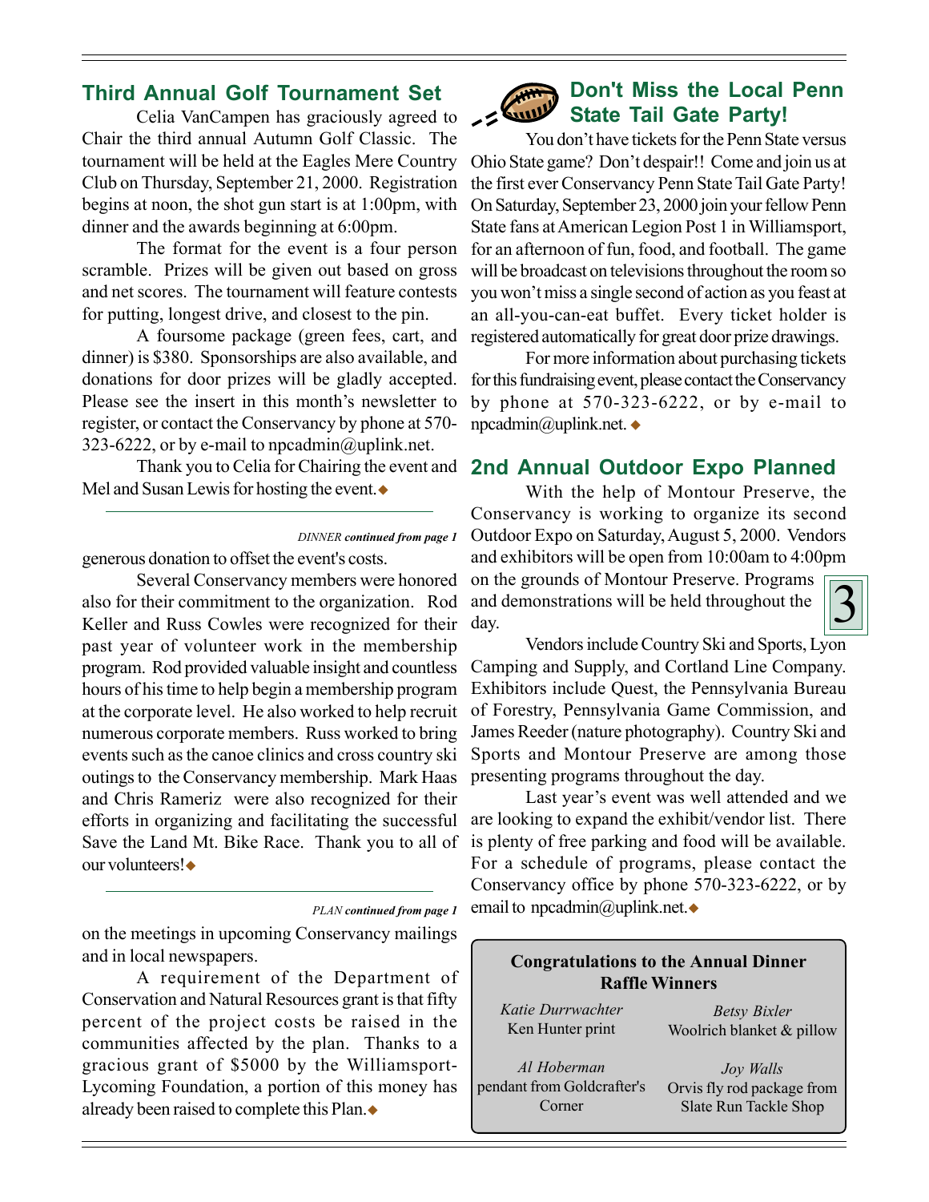## Third Annual Golf Tournament Set

Celia VanCampen has graciously agreed to Chair the third annual Autumn Golf Classic. The tournament will be held at the Eagles Mere Country Club on Thursday, September 21, 2000. Registration begins at noon, the shot gun start is at 1:00pm, with dinner and the awards beginning at 6:00pm.

The format for the event is a four person scramble. Prizes will be given out based on gross and net scores. The tournament will feature contests for putting, longest drive, and closest to the pin.

A foursome package (green fees, cart, and dinner) is $380. Sponsorships are also available, and donations for door prizes will be gladly accepted. Please see the insert in this month's newsletter to register, or contact the Conservancy by phone at 570-323-6222, or by e-mail to npcadmin@uplink.net.

Thank you to Celia for Chairing the event and Mel and Susan Lewis for hosting the event.◆

*DINNER **continued from page 1***

generous donation to offset the event's costs.

Several Conservancy members were honored also for their commitment to the organization. Rod Keller and Russ Cowles were recognized for their past year of volunteer work in the membership program. Rod provided valuable insight and countless hours of his time to help begin a membership program at the corporate level. He also worked to help recruit numerous corporate members. Russ worked to bring events such as the canoe clinics and cross country ski outings to the Conservancy membership. Mark Haas and Chris Rameriz were also recognized for their efforts in organizing and facilitating the successful Save the Land Mt. Bike Race. Thank you to all of our volunteers!◆

*PLAN **continued from page 1***

on the meetings in upcoming Conservancy mailings and in local newspapers.

A requirement of the Department of Conservation and Natural Resources grant is that fifty percent of the project costs be raised in the communities affected by the plan. Thanks to a gracious grant of $5000 by the Williamsport-Lycoming Foundation, a portion of this money has already been raised to complete this Plan.◆

## Don't Miss the Local Penn State Tail Gate Party!

You don't have tickets for the Penn State versus Ohio State game? Don't despair!! Come and join us at the first ever Conservancy Penn State Tail Gate Party! On Saturday, September 23, 2000 join your fellow Penn State fans at American Legion Post 1 in Williamsport, for an afternoon of fun, food, and football. The game will be broadcast on televisions throughout the room so you won't miss a single second of action as you feast at an all-you-can-eat buffet. Every ticket holder is registered automatically for great door prize drawings.

For more information about purchasing tickets for this fundraising event, please contact the Conservancy by phone at 570-323-6222, or by e-mail to npcadmin@uplink.net.◆

## 2nd Annual Outdoor Expo Planned

With the help of Montour Preserve, the Conservancy is working to organize its second Outdoor Expo on Saturday, August 5, 2000. Vendors and exhibitors will be open from 10:00am to 4:00pm on the grounds of Montour Preserve. Programs and demonstrations will be held throughout the day.

Vendors include Country Ski and Sports, Lyon Camping and Supply, and Cortland Line Company. Exhibitors include Quest, the Pennsylvania Bureau of Forestry, Pennsylvania Game Commission, and James Reeder (nature photography). Country Ski and Sports and Montour Preserve are among those presenting programs throughout the day.

Last year's event was well attended and we are looking to expand the exhibit/vendor list. There is plenty of free parking and food will be available. For a schedule of programs, please contact the Conservancy office by phone 570-323-6222, or by email to npcadmin@uplink.net.◆

**Congratulations to the Annual Dinner Raffle Winners**

*Katie Durrwachter*
Ken Hunter print

*Betsy Bixler*
Woolrich blanket & pillow

*Al Hoberman*
pendant from Goldcrafter's Corner

*Joy Walls*
Orvis fly rod package from Slate Run Tackle Shop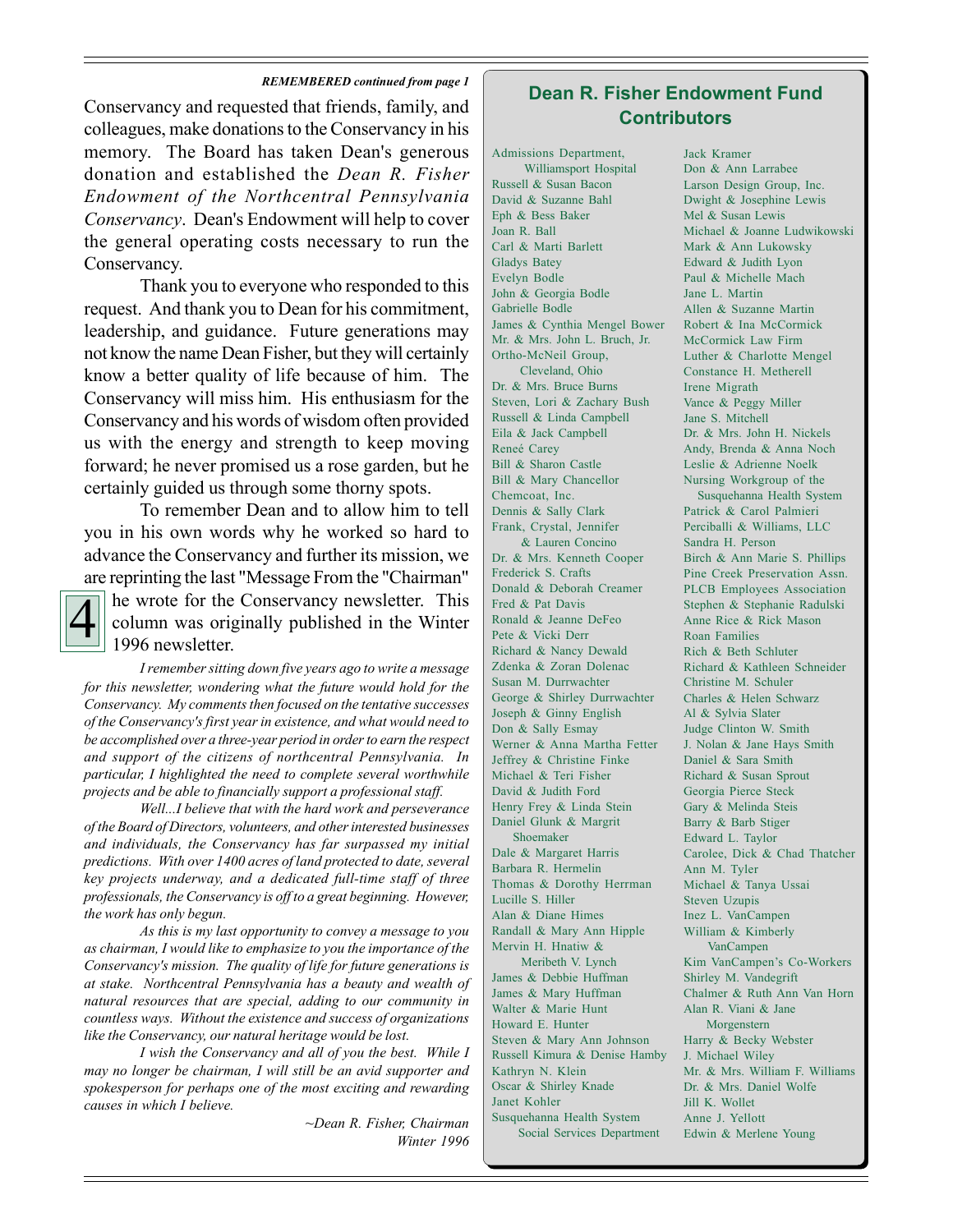*REMEMBERED continued from page 1*

Conservancy and requested that friends, family, and colleagues, make donations to the Conservancy in his memory. The Board has taken Dean's generous donation and established the *Dean R. Fisher Endowment of the Northcentral Pennsylvania Conservancy*. Dean's Endowment will help to cover the general operating costs necessary to run the Conservancy.

Thank you to everyone who responded to this request. And thank you to Dean for his commitment, leadership, and guidance. Future generations may not know the name Dean Fisher, but they will certainly know a better quality of life because of him. The Conservancy will miss him. His enthusiasm for the Conservancy and his words of wisdom often provided us with the energy and strength to keep moving forward; he never promised us a rose garden, but he certainly guided us through some thorny spots.

To remember Dean and to allow him to tell you in his own words why he worked so hard to advance the Conservancy and further its mission, we are reprinting the last "Message From the "Chairman" he wrote for the Conservancy newsletter. This column was originally published in the Winter 1996 newsletter.

*I remember sitting down five years ago to write a message for this newsletter, wondering what the future would hold for the Conservancy. My comments then focused on the tentative successes of the Conservancy's first year in existence, and what would need to be accomplished over a three-year period in order to earn the respect and support of the citizens of northcentral Pennsylvania. In particular, I highlighted the need to complete several worthwhile projects and be able to financially support a professional staff.*

*Well...I believe that with the hard work and perseverance of the Board of Directors, volunteers, and other interested businesses and individuals, the Conservancy has far surpassed my initial predictions. With over 1400 acres of land protected to date, several key projects underway, and a dedicated full-time staff of three professionals, the Conservancy is off to a great beginning. However, the work has only begun.*

*As this is my last opportunity to convey a message to you as chairman, I would like to emphasize to you the importance of the Conservancy's mission. The quality of life for future generations is at stake. Northcentral Pennsylvania has a beauty and wealth of natural resources that are special, adding to our community in countless ways. Without the existence and success of organizations like the Conservancy, our natural heritage would be lost.*

*I wish the Conservancy and all of you the best. While I may no longer be chairman, I will still be an avid supporter and spokesperson for perhaps one of the most exciting and rewarding causes in which I believe.*

*~Dean R. Fisher, Chairman*
*Winter 1996*

## Dean R. Fisher Endowment Fund Contributors

Admissions Department, Williamsport Hospital
Russell & Susan Bacon
David & Suzanne Bahl
Eph & Bess Baker
Joan R. Ball
Carl & Marti Barlett
Gladys Batey
Evelyn Bodle
John & Georgia Bodle
Gabrielle Bodle
James & Cynthia Mengel Bower
Mr. & Mrs. John L. Bruch, Jr.
Ortho-McNeil Group, Cleveland, Ohio
Dr. & Mrs. Bruce Burns
Steven, Lori & Zachary Bush
Russell & Linda Campbell
Eila & Jack Campbell
Reneé Carey
Bill & Sharon Castle
Bill & Mary Chancellor
Chemcoat, Inc.
Dennis & Sally Clark
Frank, Crystal, Jennifer & Lauren Concino
Dr. & Mrs. Kenneth Cooper
Frederick S. Crafts
Donald & Deborah Creamer
Fred & Pat Davis
Ronald & Jeanne DeFeo
Pete & Vicki Derr
Richard & Nancy Dewald
Zdenka & Zoran Dolenac
Susan M. Durrwachter
George & Shirley Durrwachter
Joseph & Ginny English
Don & Sally Esmay
Werner & Anna Martha Fetter
Jeffrey & Christine Finke
Michael & Teri Fisher
David & Judith Ford
Henry Frey & Linda Stein
Daniel Glunk & Margrit Shoemaker
Dale & Margaret Harris
Barbara R. Hermelin
Thomas & Dorothy Herrman
Lucille S. Hiller
Alan & Diane Himes
Randall & Mary Ann Hipple
Mervin H. Hnatiw & Meribeth V. Lynch
James & Debbie Huffman
James & Mary Huffman
Walter & Marie Hunt
Howard E. Hunter
Steven & Mary Ann Johnson
Russell Kimura & Denise Hamby
Kathryn N. Klein
Oscar & Shirley Knade
Janet Kohler
Susquehanna Health System Social Services Department
Jack Kramer
Don & Ann Larrabee
Larson Design Group, Inc.
Dwight & Josephine Lewis
Mel & Susan Lewis
Michael & Joanne Ludwikowski
Mark & Ann Lukowsky
Edward & Judith Lyon
Paul & Michelle Mach
Jane L. Martin
Allen & Suzanne Martin
Robert & Ina McCormick
McCormick Law Firm
Luther & Charlotte Mengel
Constance H. Metherell
Irene Migrath
Vance & Peggy Miller
Jane S. Mitchell
Dr. & Mrs. John H. Nickels
Andy, Brenda & Anna Noch
Leslie & Adrienne Noelk
Nursing Workgroup of the Susquehanna Health System
Patrick & Carol Palmieri
Perciballi & Williams, LLC
Sandra H. Person
Birch & Ann Marie S. Phillips
Pine Creek Preservation Assn.
PLCB Employees Association
Stephen & Stephanie Radulski
Anne Rice & Rick Mason
Roan Families
Rich & Beth Schluter
Richard & Kathleen Schneider
Christine M. Schuler
Charles & Helen Schwarz
Al & Sylvia Slater
Judge Clinton W. Smith
J. Nolan & Jane Hays Smith
Daniel & Sara Smith
Richard & Susan Sprout
Georgia Pierce Steck
Gary & Melinda Steis
Barry & Barb Stiger
Edward L. Taylor
Carolee, Dick & Chad Thatcher
Ann M. Tyler
Michael & Tanya Ussai
Steven Uzupis
Inez L. VanCampen
William & Kimberly VanCampen
Kim VanCampen's Co-Workers
Shirley M. Vandegrift
Chalmer & Ruth Ann Van Horn
Alan R. Viani & Jane Morgenstern
Harry & Becky Webster
J. Michael Wiley
Mr. & Mrs. William F. Williams
Dr. & Mrs. Daniel Wolfe
Jill K. Wollet
Anne J. Yellott
Edwin & Merlene Young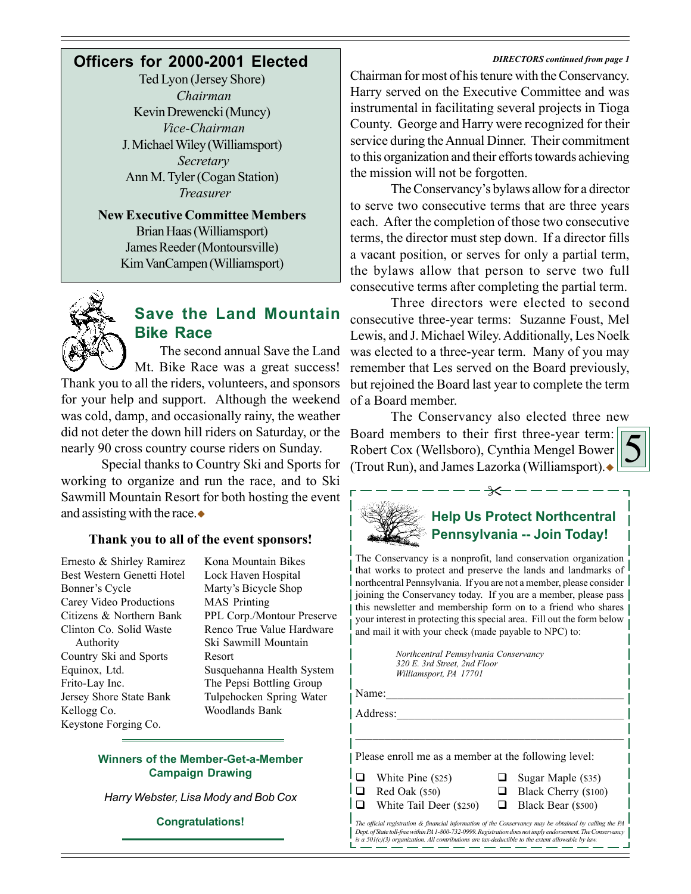## Officers for 2000-2001 Elected

Ted Lyon (Jersey Shore)
*Chairman*
Kevin Drewencki (Muncy)
*Vice-Chairman*
J. Michael Wiley (Williamsport)
*Secretary*
Ann M. Tyler (Cogan Station)
*Treasurer*

**New Executive Committee Members**

Brian Haas (Williamsport)
James Reeder (Montoursville)
Kim VanCampen (Williamsport)

## Save the Land Mountain Bike Race

The second annual Save the Land Mt. Bike Race was a great success! Thank you to all the riders, volunteers, and sponsors for your help and support. Although the weekend was cold, damp, and occasionally rainy, the weather did not deter the down hill riders on Saturday, or the nearly 90 cross country course riders on Sunday.

Special thanks to Country Ski and Sports for working to organize and run the race, and to Ski Sawmill Mountain Resort for both hosting the event and assisting with the race.◆

**Thank you to all of the event sponsors!**

Ernesto & Shirley Ramirez
Best Western Genetti Hotel
Bonner's Cycle
Carey Video Productions
Citizens & Northern Bank
Clinton Co. Solid Waste Authority
Country Ski and Sports
Equinox, Ltd.
Frito-Lay Inc.
Jersey Shore State Bank
Kellogg Co.
Keystone Forging Co.
Kona Mountain Bikes
Lock Haven Hospital
Marty's Bicycle Shop
MAS Printing
PPL Corp./Montour Preserve
Renco True Value Hardware
Ski Sawmill Mountain Resort
Susquehanna Health System
The Pepsi Bottling Group
Tulpehocken Spring Water
Woodlands Bank

**Winners of the Member-Get-a-Member Campaign Drawing**

*Harry Webster, Lisa Mody and Bob Cox*

**Congratulations!**

*DIRECTORS continued from page 1*

Chairman for most of his tenure with the Conservancy. Harry served on the Executive Committee and was instrumental in facilitating several projects in Tioga County. George and Harry were recognized for their service during the Annual Dinner. Their commitment to this organization and their efforts towards achieving the mission will not be forgotten.

The Conservancy's bylaws allow for a director to serve two consecutive terms that are three years each. After the completion of those two consecutive terms, the director must step down. If a director fills a vacant position, or serves for only a partial term, the bylaws allow that person to serve two full consecutive terms after completing the partial term.

Three directors were elected to second consecutive three-year terms: Suzanne Foust, Mel Lewis, and J. Michael Wiley. Additionally, Les Noelk was elected to a three-year term. Many of you may remember that Les served on the Board previously, but rejoined the Board last year to complete the term of a Board member.

The Conservancy also elected three new Board members to their first three-year term: Robert Cox (Wellsboro), Cynthia Mengel Bower (Trout Run), and James Lazorka (Williamsport).◆

## Help Us Protect Northcentral Pennsylvania -- Join Today!

The Conservancy is a nonprofit, land conservation organization that works to protect and preserve the lands and landmarks of northcentral Pennsylvania. If you are not a member, please consider joining the Conservancy today. If you are a member, please pass this newsletter and membership form on to a friend who shares your interest in protecting this special area. Fill out the form below and mail it with your check (made payable to NPC) to:

*Northcentral Pennsylvania Conservancy*
*320 E. 3rd Street, 2nd Floor*
*Williamsport, PA 17701*

Name:\_\_\_\_\_\_\_\_\_\_\_\_\_\_\_\_\_\_\_\_\_\_\_\_\_\_\_\_\_\_\_\_\_\_\_\_\_\_\_\_

Address:\_\_\_\_\_\_\_\_\_\_\_\_\_\_\_\_\_\_\_\_\_\_\_\_\_\_\_\_\_\_\_\_\_\_\_\_\_\_

\_\_\_\_\_\_\_\_\_\_\_\_\_\_\_\_\_\_\_\_\_\_\_\_\_\_\_\_\_\_\_\_\_\_\_\_\_\_\_\_\_\_\_\_\_\_

Please enroll me as a member at the following level:

- ☐ White Pine ($25)
- ☐ Sugar Maple ($35)
- ☐ Red Oak ($50)
- ☐ Black Cherry ($100)
- ☐ White Tail Deer ($250)
- ☐ Black Bear ($500)

*The official registration & financial information of the Conservancy may be obtained by calling the PA Dept. of State toll-free within PA 1-800-732-0999. Registration does not imply endorsement. The Conservancy is a 501(c)(3) organization. All contributions are tax-deductible to the extent allowable by law.*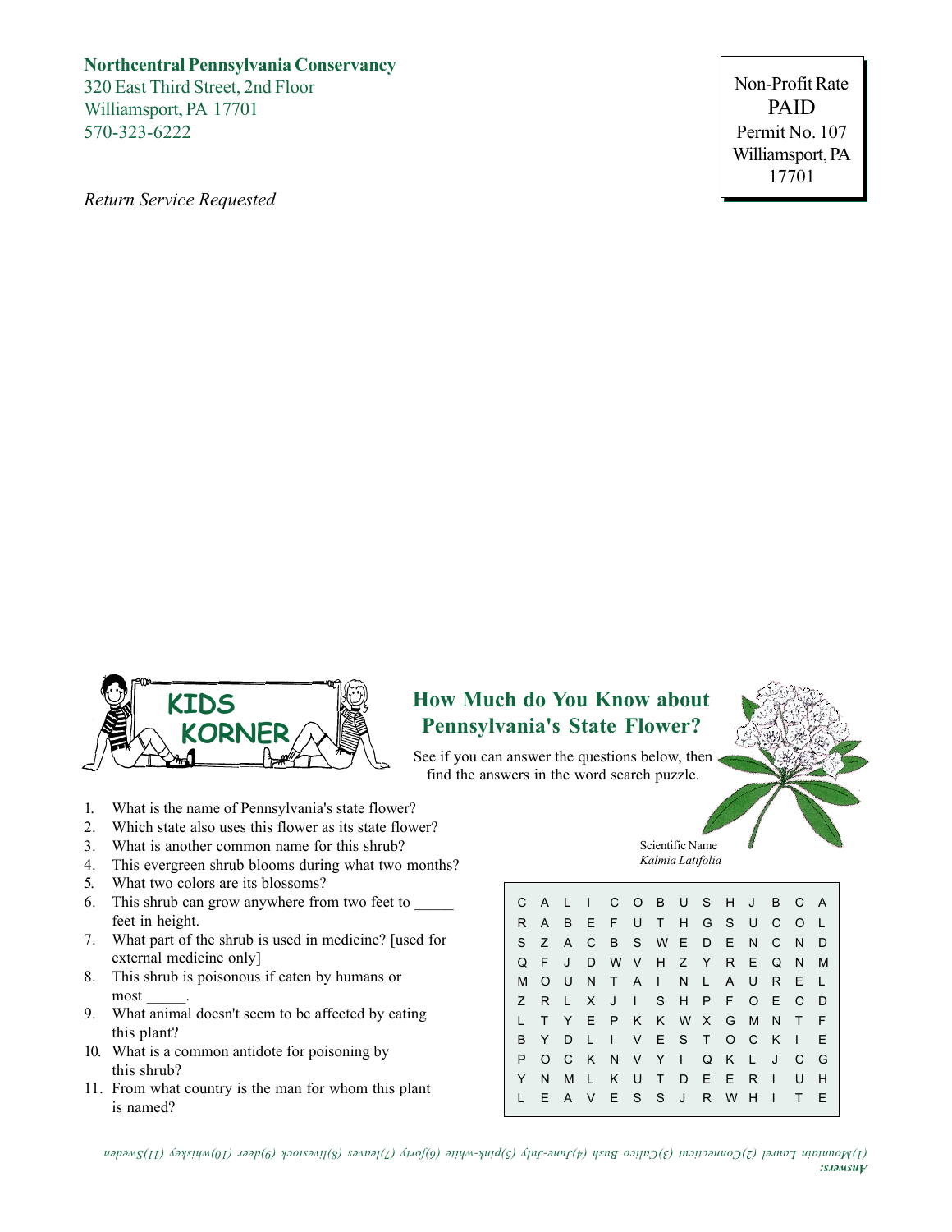**Northcentral Pennsylvania Conservancy**
320 East Third Street, 2nd Floor
Williamsport, PA 17701
570-323-6222

*Return Service Requested*

Non-Profit Rate
PAID
Permit No. 107
Williamsport, PA
17701

KIDS KORNER

## How Much do You Know about Pennsylvania's State Flower?

See if you can answer the questions below, then find the answers in the word search puzzle.

1. What is the name of Pennsylvania's state flower?
2. Which state also uses this flower as its state flower?
3. What is another common name for this shrub?
4. This evergreen shrub blooms during what two months?
5. What two colors are its blossoms?
6. This shrub can grow anywhere from two feet to _____ feet in height.
7. What part of the shrub is used in medicine? [used for external medicine only]
8. This shrub is poisonous if eaten by humans or most _____.
9. What animal doesn't seem to be affected by eating this plant?
10. What is a common antidote for poisoning by this shrub?
11. From what country is the man for whom this plant is named?

Scientific Name
*Kalmia Latifolia*

| | | | | | | | | | | | | | |
|---|---|---|---|---|---|---|---|---|---|---|---|---|---|
| C | A | L | I | C | O | B | U | S | H | J | B | C | A |
| R | A | B | E | F | U | T | H | G | S | U | C | O | L |
| S | Z | A | C | B | S | W | E | D | E | N | C | N | D |
| Q | F | J | D | W | V | H | Z | Y | R | E | Q | N | M |
| M | O | U | N | T | A | I | N | L | A | U | R | E | L |
| Z | R | L | X | J | I | S | H | P | F | O | E | C | D |
| L | T | Y | E | P | K | K | W | X | G | M | N | T | F |
| B | Y | D | L | I | V | E | S | T | O | C | K | I | E |
| P | O | C | K | N | V | Y | I | Q | K | L | J | C | G |
| Y | N | M | L | K | U | T | D | E | E | R | I | U | H |
| L | E | A | V | E | S | S | J | R | W | H | I | T | E |

***Answers:***
*(1)Mountain Laurel (2)Connecticut (3)Calico Bush (4)June-July (5)pink-white (6)forty (7)leaves (8)livestock (9)deer (10)whiskey (11)Sweden*